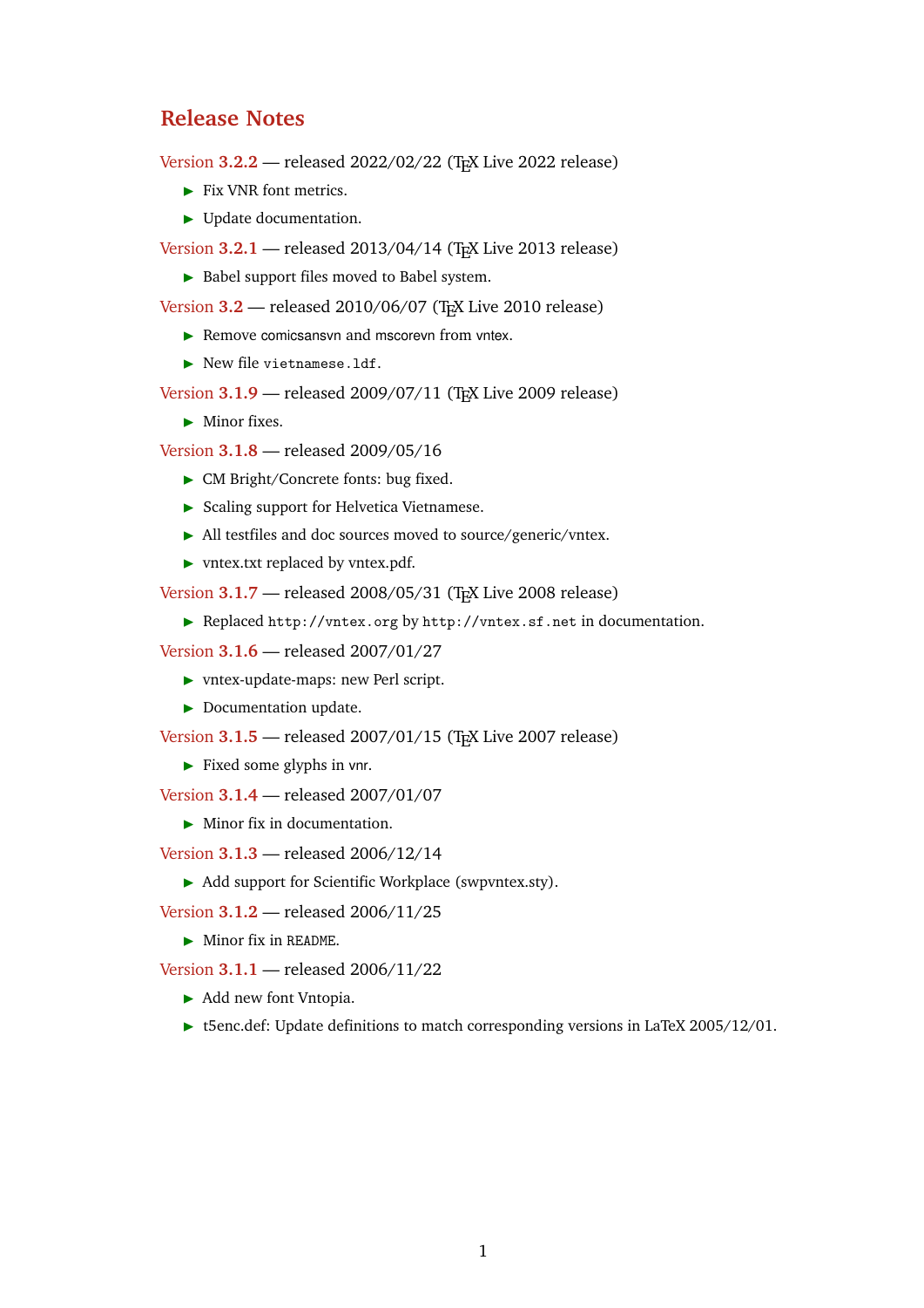# Release Notes

Version **3.2.2** — released 2022/02/22 (TeX Live 2022 release)

- Fix VNR font metrics.
- Update documentation.

Version **3.2.1** — released 2013/04/14 (TeX Live 2013 release)

- Babel support files moved to Babel system.

Version **3.2** — released 2010/06/07 (TeX Live 2010 release)

- Remove comicsansvn and mscorevn from vntex.
- New file `vietnamese.ldf`.

Version **3.1.9** — released 2009/07/11 (TeX Live 2009 release)

- Minor fixes.

Version **3.1.8** — released 2009/05/16

- CM Bright/Concrete fonts: bug fixed.
- Scaling support for Helvetica Vietnamese.
- All testfiles and doc sources moved to source/generic/vntex.
- vntex.txt replaced by vntex.pdf.

Version **3.1.7** — released 2008/05/31 (TeX Live 2008 release)

- Replaced `http://vntex.org` by `http://vntex.sf.net` in documentation.

Version **3.1.6** — released 2007/01/27

- vntex-update-maps: new Perl script.
- Documentation update.

Version **3.1.5** — released 2007/01/15 (TeX Live 2007 release)

- Fixed some glyphs in vnr.

Version **3.1.4** — released 2007/01/07

- Minor fix in documentation.

Version **3.1.3** — released 2006/12/14

- Add support for Scientific Workplace (swpvntex.sty).

Version **3.1.2** — released 2006/11/25

- Minor fix in `README`.

Version **3.1.1** — released 2006/11/22

- Add new font Vntopia.
- t5enc.def: Update definitions to match corresponding versions in LaTeX 2005/12/01.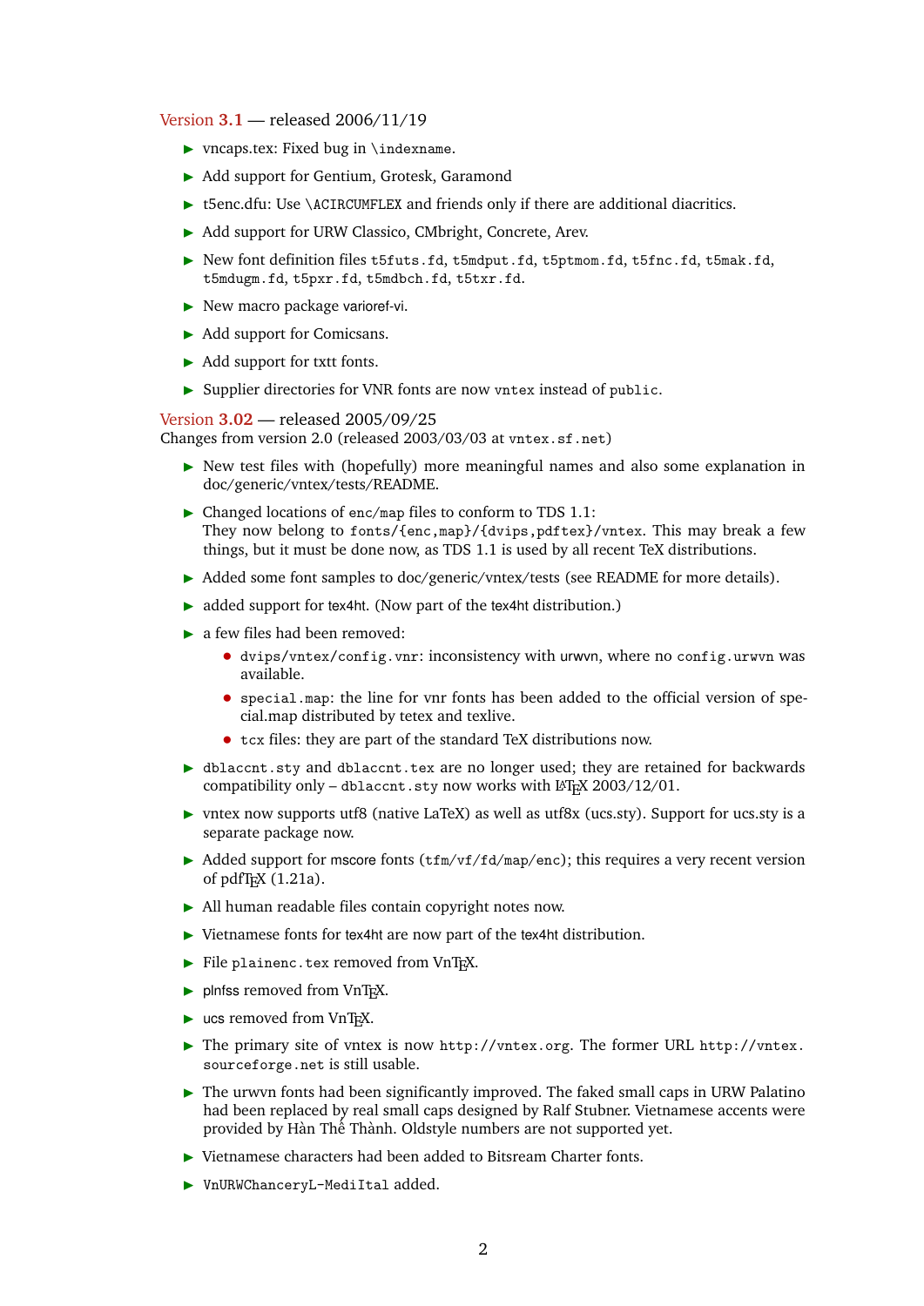Version **3.1** — released 2006/11/19

- vncaps.tex: Fixed bug in `\indexname`.
- Add support for Gentium, Grotesk, Garamond
- t5enc.dfu: Use `\ACIRCUMFLEX` and friends only if there are additional diacritics.
- Add support for URW Classico, CMbright, Concrete, Arev.
- New font definition files `t5futs.fd`, `t5mdput.fd`, `t5ptmom.fd`, `t5fnc.fd`, `t5mak.fd`, `t5mdugm.fd`, `t5pxr.fd`, `t5mdbch.fd`, `t5txr.fd`.
- New macro package varioref-vi.
- Add support for Comicsans.
- Add support for txtt fonts.
- Supplier directories for VNR fonts are now `vntex` instead of `public`.

Version **3.02** — released 2005/09/25
Changes from version 2.0 (released 2003/03/03 at `vntex.sf.net`)

- New test files with (hopefully) more meaningful names and also some explanation in doc/generic/vntex/tests/README.
- Changed locations of `enc/map` files to conform to TDS 1.1:
  They now belong to `fonts/{enc,map}/{dvips,pdftex}/vntex`. This may break a few things, but it must be done now, as TDS 1.1 is used by all recent TeX distributions.
- Added some font samples to doc/generic/vntex/tests (see README for more details).
- added support for tex4ht. (Now part of the tex4ht distribution.)
- a few files had been removed:
  - `dvips/vntex/config.vnr`: inconsistency with urwvn, where no `config.urwvn` was available.
  - `special.map`: the line for vnr fonts has been added to the official version of special.map distributed by tetex and texlive.
  - `tcx` files: they are part of the standard TeX distributions now.
- `dblaccnt.sty` and `dblaccnt.tex` are no longer used; they are retained for backwards compatibility only – `dblaccnt.sty` now works with LaTeX 2003/12/01.
- vntex now supports utf8 (native LaTeX) as well as utf8x (ucs.sty). Support for ucs.sty is a separate package now.
- Added support for mscore fonts (`tfm/vf/fd/map/enc`); this requires a very recent version of pdfTeX (1.21a).
- All human readable files contain copyright notes now.
- Vietnamese fonts for tex4ht are now part of the tex4ht distribution.
- File `plainenc.tex` removed from VnTeX.
- plnfss removed from VnTeX.
- ucs removed from VnTeX.
- The primary site of vntex is now `http://vntex.org`. The former URL `http://vntex.sourceforge.net` is still usable.
- The urwvn fonts had been significantly improved. The faked small caps in URW Palatino had been replaced by real small caps designed by Ralf Stubner. Vietnamese accents were provided by Hàn Thế Thành. Oldstyle numbers are not supported yet.
- Vietnamese characters had been added to Bitsream Charter fonts.
- `VnURWChanceryL-MediItal` added.